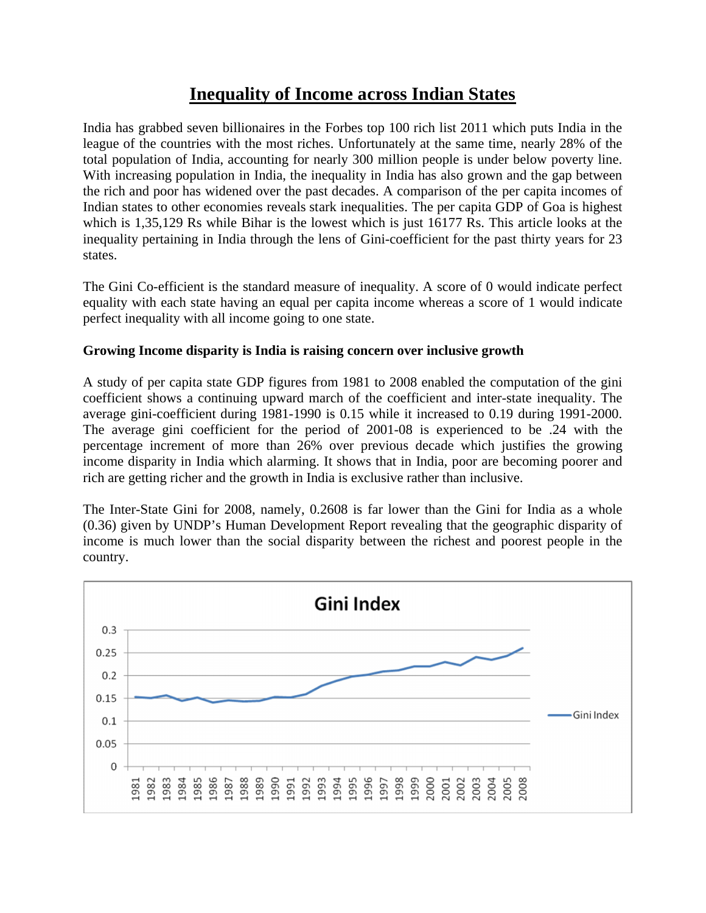# Inequality of Income across Indian States

India has grabbed seven billionaires in the Forbes top 100 rich list 2011 which puts India in the league of the countries with the most riches. Unfortunately at the same time, nearly 28% of the total population of India, accounting for nearly 300 million people is under below poverty line. With increasing population in India, the inequality in India has also grown and the gap between the rich and poor has widened over the past decades. A comparison of the per capita incomes of Indian states to other economies reveals stark inequalities. The per capita GDP of Goa is highest which is 1,35,129 Rs while Bihar is the lowest which is just 16177 Rs. This article looks at the inequality pertaining in India through the lens of Gini-coefficient for the past thirty years for 23 states.

The Gini Co-efficient is the standard measure of inequality. A score of 0 would indicate perfect equality with each state having an equal per capita income whereas a score of 1 would indicate perfect inequality with all income going to one state.

**Growing Income disparity is India is raising concern over inclusive growth**

A study of per capita state GDP figures from 1981 to 2008 enabled the computation of the gini coefficient shows a continuing upward march of the coefficient and inter-state inequality. The average gini-coefficient during 1981-1990 is 0.15 while it increased to 0.19 during 1991-2000. The average gini coefficient for the period of 2001-08 is experienced to be .24 with the percentage increment of more than 26% over previous decade which justifies the growing income disparity in India which alarming. It shows that in India, poor are becoming poorer and rich are getting richer and the growth in India is exclusive rather than inclusive.

The Inter-State Gini for 2008, namely, 0.2608 is far lower than the Gini for India as a whole (0.36) given by UNDP's Human Development Report revealing that the geographic disparity of income is much lower than the social disparity between the richest and poorest people in the country.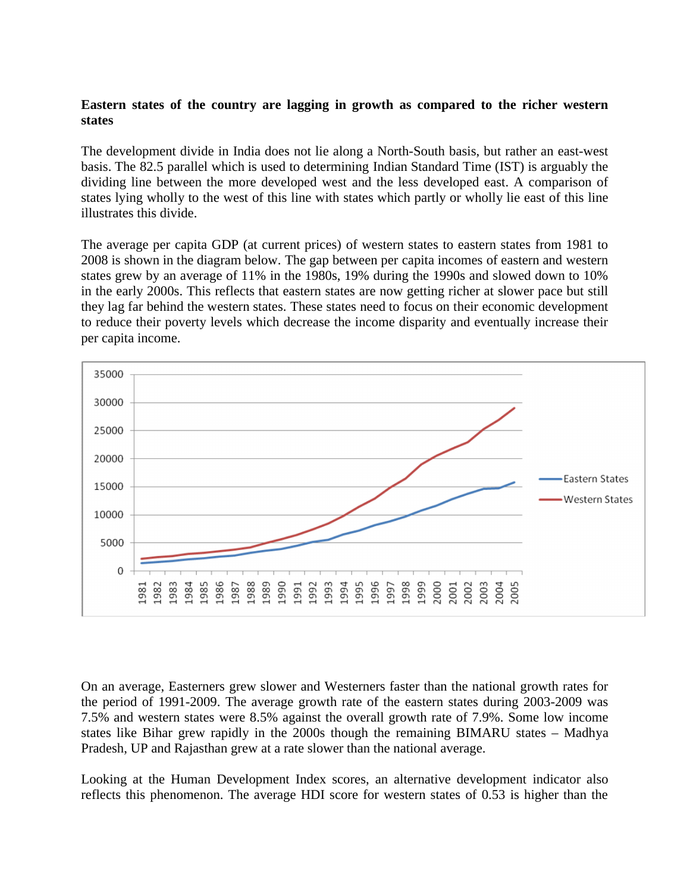**Eastern states of the country are lagging in growth as compared to the richer western states**

The development divide in India does not lie along a North-South basis, but rather an east-west basis. The 82.5 parallel which is used to determining Indian Standard Time (IST) is arguably the dividing line between the more developed west and the less developed east. A comparison of states lying wholly to the west of this line with states which partly or wholly lie east of this line illustrates this divide.

The average per capita GDP (at current prices) of western states to eastern states from 1981 to 2008 is shown in the diagram below. The gap between per capita incomes of eastern and western states grew by an average of 11% in the 1980s, 19% during the 1990s and slowed down to 10% in the early 2000s. This reflects that eastern states are now getting richer at slower pace but still they lag far behind the western states. These states need to focus on their economic development to reduce their poverty levels which decrease the income disparity and eventually increase their per capita income.

On an average, Easterners grew slower and Westerners faster than the national growth rates for the period of 1991-2009. The average growth rate of the eastern states during 2003-2009 was 7.5% and western states were 8.5% against the overall growth rate of 7.9%. Some low income states like Bihar grew rapidly in the 2000s though the remaining BIMARU states – Madhya Pradesh, UP and Rajasthan grew at a rate slower than the national average.

Looking at the Human Development Index scores, an alternative development indicator also reflects this phenomenon. The average HDI score for western states of 0.53 is higher than the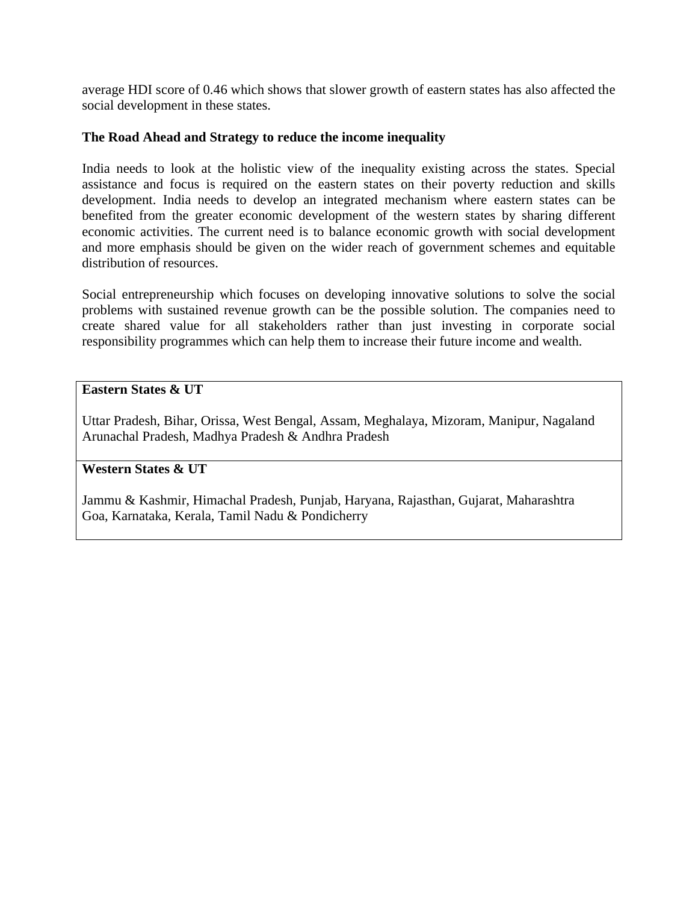average HDI score of 0.46 which shows that slower growth of eastern states has also affected the social development in these states.

**The Road Ahead and Strategy to reduce the income inequality**

India needs to look at the holistic view of the inequality existing across the states. Special assistance and focus is required on the eastern states on their poverty reduction and skills development. India needs to develop an integrated mechanism where eastern states can be benefited from the greater economic development of the western states by sharing different economic activities. The current need is to balance economic growth with social development and more emphasis should be given on the wider reach of government schemes and equitable distribution of resources.

Social entrepreneurship which focuses on developing innovative solutions to solve the social problems with sustained revenue growth can be the possible solution. The companies need to create shared value for all stakeholders rather than just investing in corporate social responsibility programmes which can help them to increase their future income and wealth.

| |
|---|
| **Eastern States & UT**<br><br>Uttar Pradesh, Bihar, Orissa, West Bengal, Assam, Meghalaya, Mizoram, Manipur, Nagaland Arunachal Pradesh, Madhya Pradesh & Andhra Pradesh |
| **Western States & UT**<br><br>Jammu & Kashmir, Himachal Pradesh, Punjab, Haryana, Rajasthan, Gujarat, Maharashtra Goa, Karnataka, Kerala, Tamil Nadu & Pondicherry |